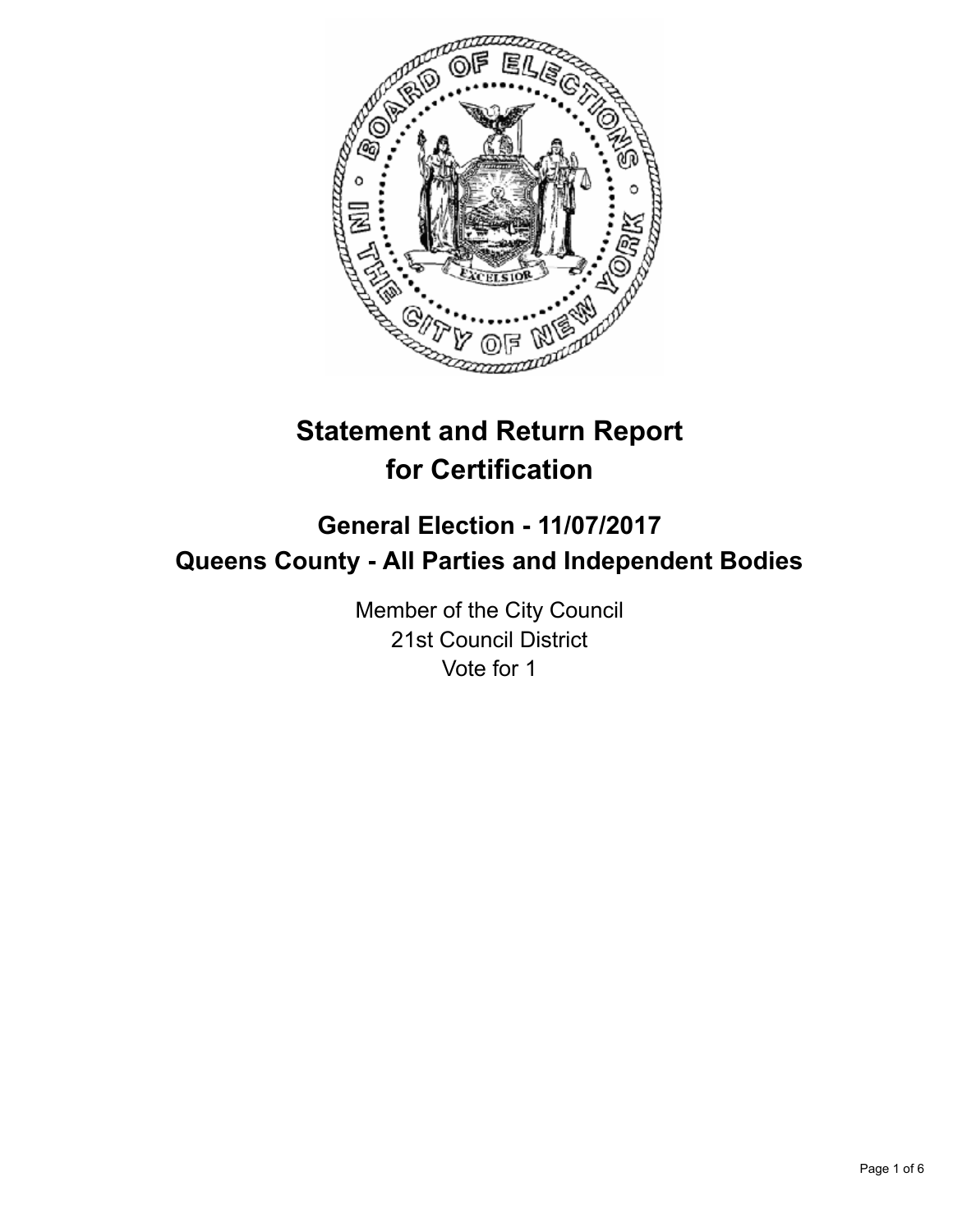# Statement and Return Report for Certification

## General Election - 11/07/2017
## Queens County - All Parties and Independent Bodies

Member of the City Council
21st Council District
Vote for 1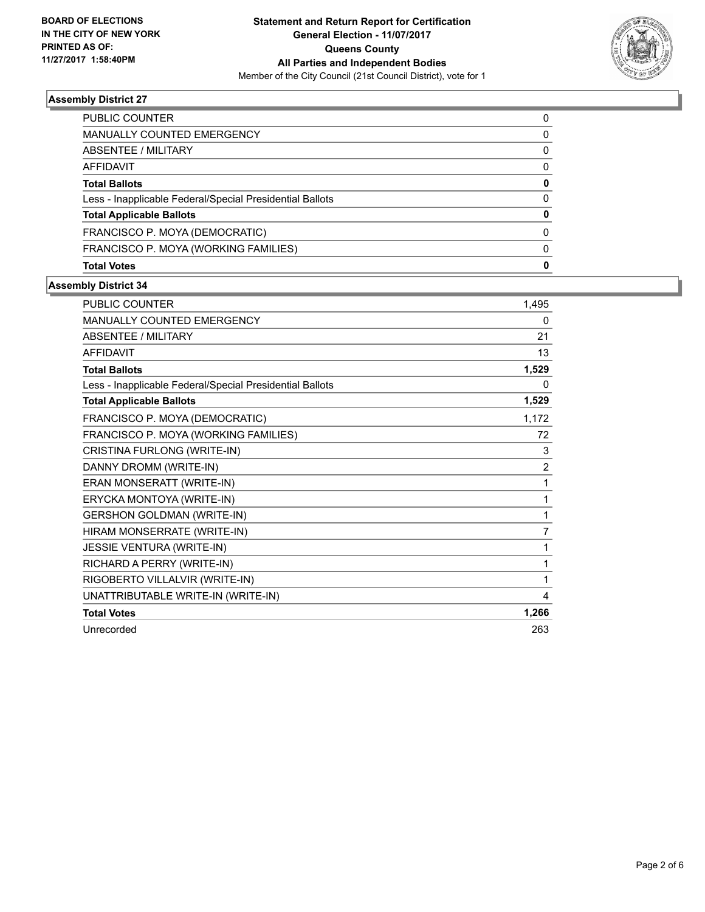**BOARD OF ELECTIONS IN THE CITY OF NEW YORK PRINTED AS OF: 11/27/2017 1:58:40PM**

**Statement and Return Report for Certification**
**General Election - 11/07/2017**
**Queens County**
**All Parties and Independent Bodies**
Member of the City Council (21st Council District), vote for 1

### Assembly District 27

| | |
|---|---|
| PUBLIC COUNTER | 0 |
| MANUALLY COUNTED EMERGENCY | 0 |
| ABSENTEE / MILITARY | 0 |
| AFFIDAVIT | 0 |
| **Total Ballots** | **0** |
| Less - Inapplicable Federal/Special Presidential Ballots | 0 |
| **Total Applicable Ballots** | **0** |
| FRANCISCO P. MOYA (DEMOCRATIC) | 0 |
| FRANCISCO P. MOYA (WORKING FAMILIES) | 0 |
| **Total Votes** | **0** |

### Assembly District 34

| | |
|---|---|
| PUBLIC COUNTER | 1,495 |
| MANUALLY COUNTED EMERGENCY | 0 |
| ABSENTEE / MILITARY | 21 |
| AFFIDAVIT | 13 |
| **Total Ballots** | **1,529** |
| Less - Inapplicable Federal/Special Presidential Ballots | 0 |
| **Total Applicable Ballots** | **1,529** |
| FRANCISCO P. MOYA (DEMOCRATIC) | 1,172 |
| FRANCISCO P. MOYA (WORKING FAMILIES) | 72 |
| CRISTINA FURLONG (WRITE-IN) | 3 |
| DANNY DROMM (WRITE-IN) | 2 |
| ERAN MONSERATT (WRITE-IN) | 1 |
| ERYCKA MONTOYA (WRITE-IN) | 1 |
| GERSHON GOLDMAN (WRITE-IN) | 1 |
| HIRAM MONSERRATE (WRITE-IN) | 7 |
| JESSIE VENTURA (WRITE-IN) | 1 |
| RICHARD A PERRY (WRITE-IN) | 1 |
| RIGOBERTO VILLALVIR (WRITE-IN) | 1 |
| UNATTRIBUTABLE WRITE-IN (WRITE-IN) | 4 |
| **Total Votes** | **1,266** |
| Unrecorded | 263 |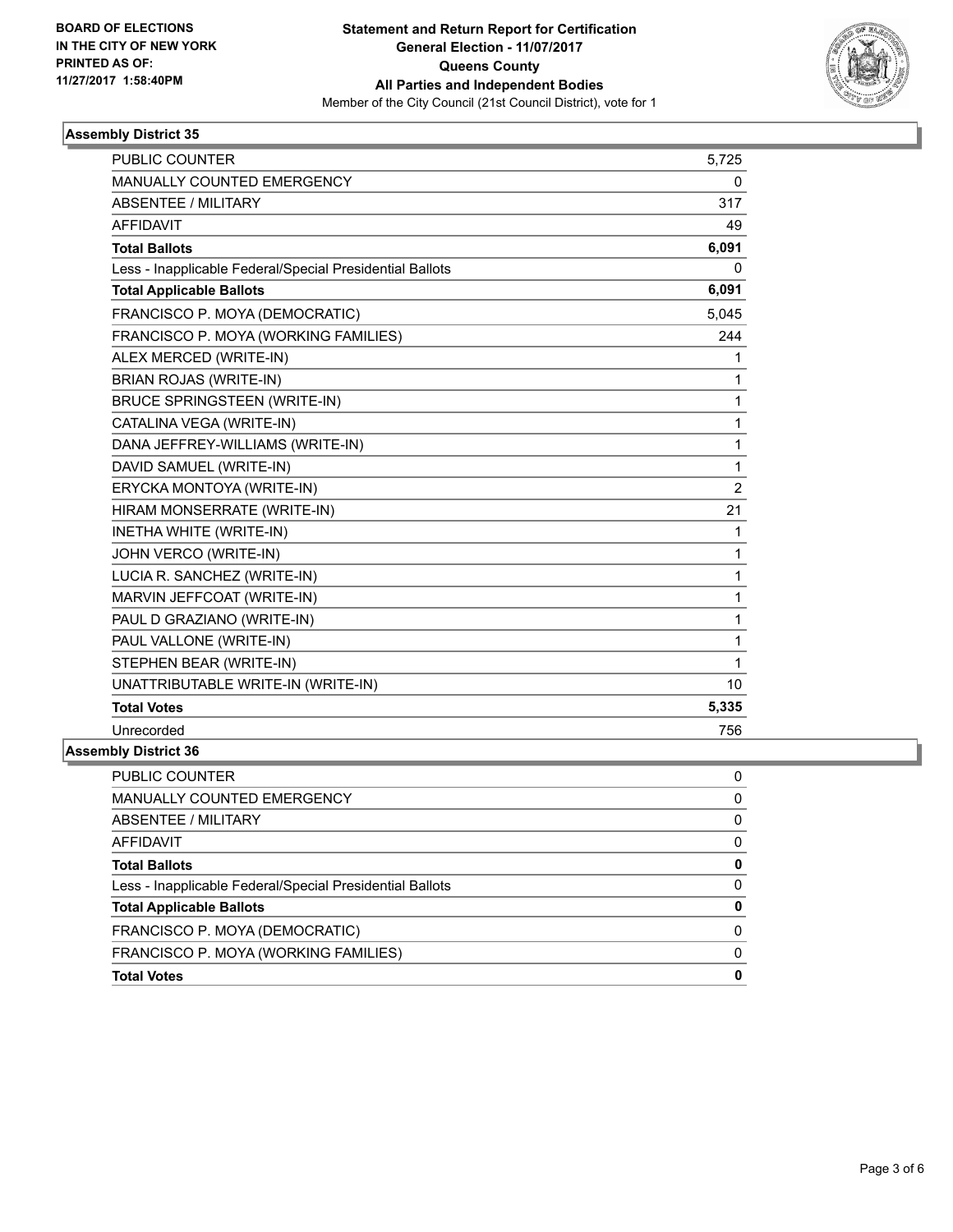BOARD OF ELECTIONS
IN THE CITY OF NEW YORK
PRINTED AS OF:
11/27/2017 1:58:40PM

**Statement and Return Report for Certification**
**General Election - 11/07/2017**
**Queens County**
**All Parties and Independent Bodies**
Member of the City Council (21st Council District), vote for 1

### Assembly District 35

| | |
|---|---|
| PUBLIC COUNTER | 5,725 |
| MANUALLY COUNTED EMERGENCY | 0 |
| ABSENTEE / MILITARY | 317 |
| AFFIDAVIT | 49 |
| **Total Ballots** | **6,091** |
| Less - Inapplicable Federal/Special Presidential Ballots | 0 |
| **Total Applicable Ballots** | **6,091** |
| FRANCISCO P. MOYA (DEMOCRATIC) | 5,045 |
| FRANCISCO P. MOYA (WORKING FAMILIES) | 244 |
| ALEX MERCED (WRITE-IN) | 1 |
| BRIAN ROJAS (WRITE-IN) | 1 |
| BRUCE SPRINGSTEEN (WRITE-IN) | 1 |
| CATALINA VEGA (WRITE-IN) | 1 |
| DANA JEFFREY-WILLIAMS (WRITE-IN) | 1 |
| DAVID SAMUEL (WRITE-IN) | 1 |
| ERYCKA MONTOYA (WRITE-IN) | 2 |
| HIRAM MONSERRATE (WRITE-IN) | 21 |
| INETHA WHITE (WRITE-IN) | 1 |
| JOHN VERCO (WRITE-IN) | 1 |
| LUCIA R. SANCHEZ (WRITE-IN) | 1 |
| MARVIN JEFFCOAT (WRITE-IN) | 1 |
| PAUL D GRAZIANO (WRITE-IN) | 1 |
| PAUL VALLONE (WRITE-IN) | 1 |
| STEPHEN BEAR (WRITE-IN) | 1 |
| UNATTRIBUTABLE WRITE-IN (WRITE-IN) | 10 |
| **Total Votes** | **5,335** |
| Unrecorded | 756 |

### Assembly District 36

| | |
|---|---|
| PUBLIC COUNTER | 0 |
| MANUALLY COUNTED EMERGENCY | 0 |
| ABSENTEE / MILITARY | 0 |
| AFFIDAVIT | 0 |
| **Total Ballots** | **0** |
| Less - Inapplicable Federal/Special Presidential Ballots | 0 |
| **Total Applicable Ballots** | **0** |
| FRANCISCO P. MOYA (DEMOCRATIC) | 0 |
| FRANCISCO P. MOYA (WORKING FAMILIES) | 0 |
| **Total Votes** | **0** |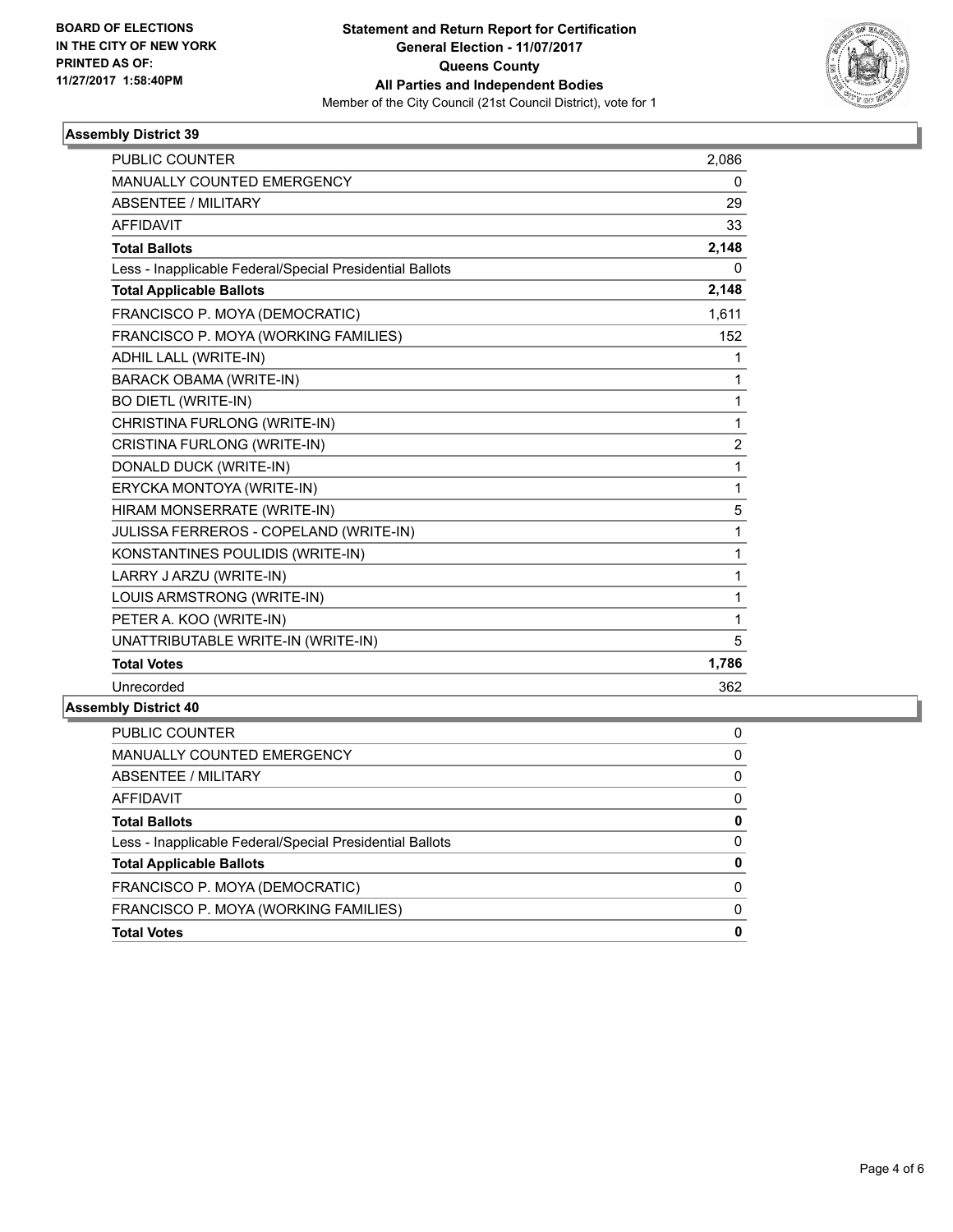**BOARD OF ELECTIONS IN THE CITY OF NEW YORK PRINTED AS OF: 11/27/2017 1:58:40PM**

**Statement and Return Report for Certification General Election - 11/07/2017 Queens County All Parties and Independent Bodies**

Member of the City Council (21st Council District), vote for 1

### Assembly District 39

| | |
|---|---|
| PUBLIC COUNTER | 2,086 |
| MANUALLY COUNTED EMERGENCY | 0 |
| ABSENTEE / MILITARY | 29 |
| AFFIDAVIT | 33 |
| **Total Ballots** | **2,148** |
| Less - Inapplicable Federal/Special Presidential Ballots | 0 |
| **Total Applicable Ballots** | **2,148** |
| FRANCISCO P. MOYA (DEMOCRATIC) | 1,611 |
| FRANCISCO P. MOYA (WORKING FAMILIES) | 152 |
| ADHIL LALL (WRITE-IN) | 1 |
| BARACK OBAMA (WRITE-IN) | 1 |
| BO DIETL (WRITE-IN) | 1 |
| CHRISTINA FURLONG (WRITE-IN) | 1 |
| CRISTINA FURLONG (WRITE-IN) | 2 |
| DONALD DUCK (WRITE-IN) | 1 |
| ERYCKA MONTOYA (WRITE-IN) | 1 |
| HIRAM MONSERRATE (WRITE-IN) | 5 |
| JULISSA FERREROS - COPELAND (WRITE-IN) | 1 |
| KONSTANTINES POULIDIS (WRITE-IN) | 1 |
| LARRY J ARZU (WRITE-IN) | 1 |
| LOUIS ARMSTRONG (WRITE-IN) | 1 |
| PETER A. KOO (WRITE-IN) | 1 |
| UNATTRIBUTABLE WRITE-IN (WRITE-IN) | 5 |
| **Total Votes** | **1,786** |
| Unrecorded | 362 |

### Assembly District 40

| | |
|---|---|
| PUBLIC COUNTER | 0 |
| MANUALLY COUNTED EMERGENCY | 0 |
| ABSENTEE / MILITARY | 0 |
| AFFIDAVIT | 0 |
| **Total Ballots** | **0** |
| Less - Inapplicable Federal/Special Presidential Ballots | 0 |
| **Total Applicable Ballots** | **0** |
| FRANCISCO P. MOYA (DEMOCRATIC) | 0 |
| FRANCISCO P. MOYA (WORKING FAMILIES) | 0 |
| **Total Votes** | **0** |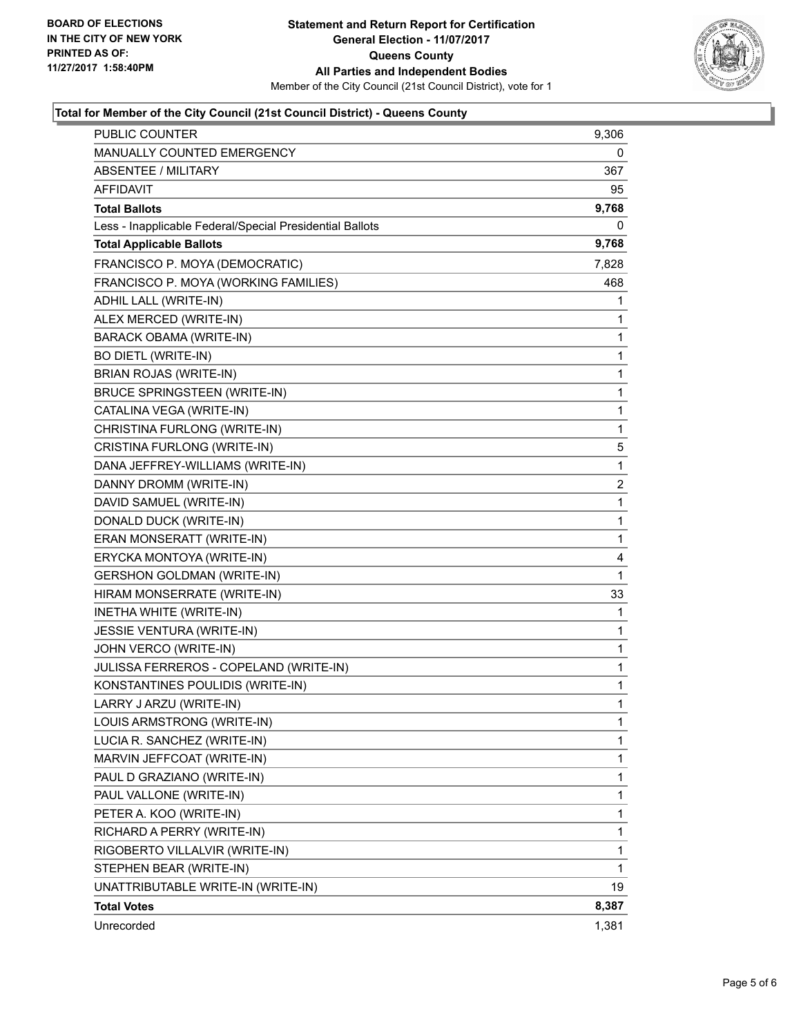**BOARD OF ELECTIONS**
**IN THE CITY OF NEW YORK**
**PRINTED AS OF:**
**11/27/2017 1:58:40PM**

**Statement and Return Report for Certification**
**General Election - 11/07/2017**
**Queens County**
**All Parties and Independent Bodies**
Member of the City Council (21st Council District), vote for 1

### Total for Member of the City Council (21st Council District) - Queens County

| | |
|---|---|
| PUBLIC COUNTER | 9,306 |
| MANUALLY COUNTED EMERGENCY | 0 |
| ABSENTEE / MILITARY | 367 |
| AFFIDAVIT | 95 |
| **Total Ballots** | **9,768** |
| Less - Inapplicable Federal/Special Presidential Ballots | 0 |
| **Total Applicable Ballots** | **9,768** |
| FRANCISCO P. MOYA (DEMOCRATIC) | 7,828 |
| FRANCISCO P. MOYA (WORKING FAMILIES) | 468 |
| ADHIL LALL (WRITE-IN) | 1 |
| ALEX MERCED (WRITE-IN) | 1 |
| BARACK OBAMA (WRITE-IN) | 1 |
| BO DIETL (WRITE-IN) | 1 |
| BRIAN ROJAS (WRITE-IN) | 1 |
| BRUCE SPRINGSTEEN (WRITE-IN) | 1 |
| CATALINA VEGA (WRITE-IN) | 1 |
| CHRISTINA FURLONG (WRITE-IN) | 1 |
| CRISTINA FURLONG (WRITE-IN) | 5 |
| DANA JEFFREY-WILLIAMS (WRITE-IN) | 1 |
| DANNY DROMM (WRITE-IN) | 2 |
| DAVID SAMUEL (WRITE-IN) | 1 |
| DONALD DUCK (WRITE-IN) | 1 |
| ERAN MONSERATT (WRITE-IN) | 1 |
| ERYCKA MONTOYA (WRITE-IN) | 4 |
| GERSHON GOLDMAN (WRITE-IN) | 1 |
| HIRAM MONSERRATE (WRITE-IN) | 33 |
| INETHA WHITE (WRITE-IN) | 1 |
| JESSIE VENTURA (WRITE-IN) | 1 |
| JOHN VERCO (WRITE-IN) | 1 |
| JULISSA FERREROS - COPELAND (WRITE-IN) | 1 |
| KONSTANTINES POULIDIS (WRITE-IN) | 1 |
| LARRY J ARZU (WRITE-IN) | 1 |
| LOUIS ARMSTRONG (WRITE-IN) | 1 |
| LUCIA R. SANCHEZ (WRITE-IN) | 1 |
| MARVIN JEFFCOAT (WRITE-IN) | 1 |
| PAUL D GRAZIANO (WRITE-IN) | 1 |
| PAUL VALLONE (WRITE-IN) | 1 |
| PETER A. KOO (WRITE-IN) | 1 |
| RICHARD A PERRY (WRITE-IN) | 1 |
| RIGOBERTO VILLALVIR (WRITE-IN) | 1 |
| STEPHEN BEAR (WRITE-IN) | 1 |
| UNATTRIBUTABLE WRITE-IN (WRITE-IN) | 19 |
| **Total Votes** | **8,387** |
| Unrecorded | 1,381 |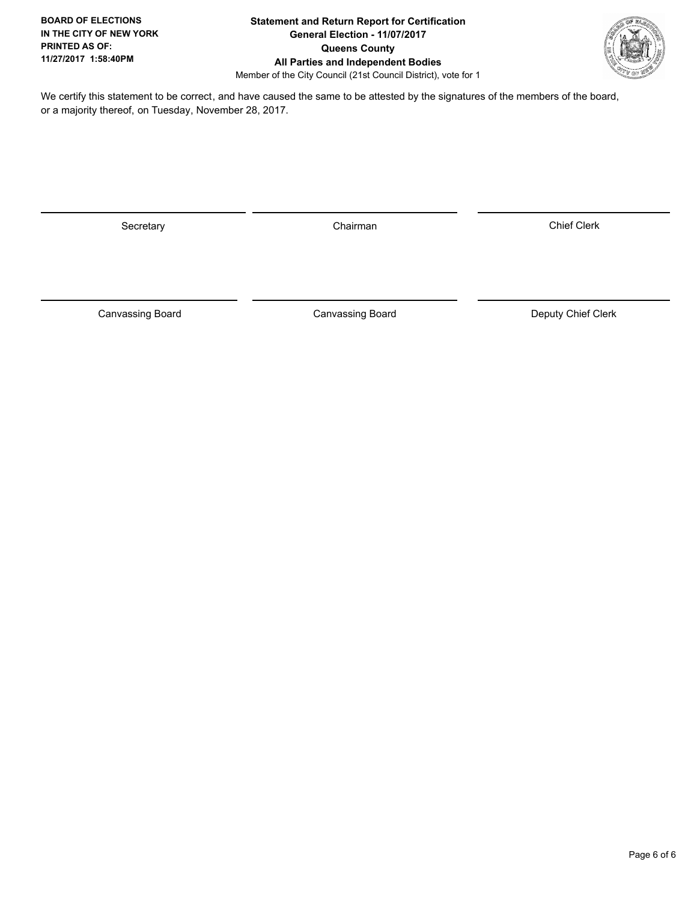We certify this statement to be correct, and have caused the same to be attested by the signatures of the members of the board, or a majority thereof, on Tuesday, November 28, 2017.

| | | |
|---|---|---|
| Secretary | Chairman | Chief Clerk |
| Canvassing Board | Canvassing Board | Deputy Chief Clerk |